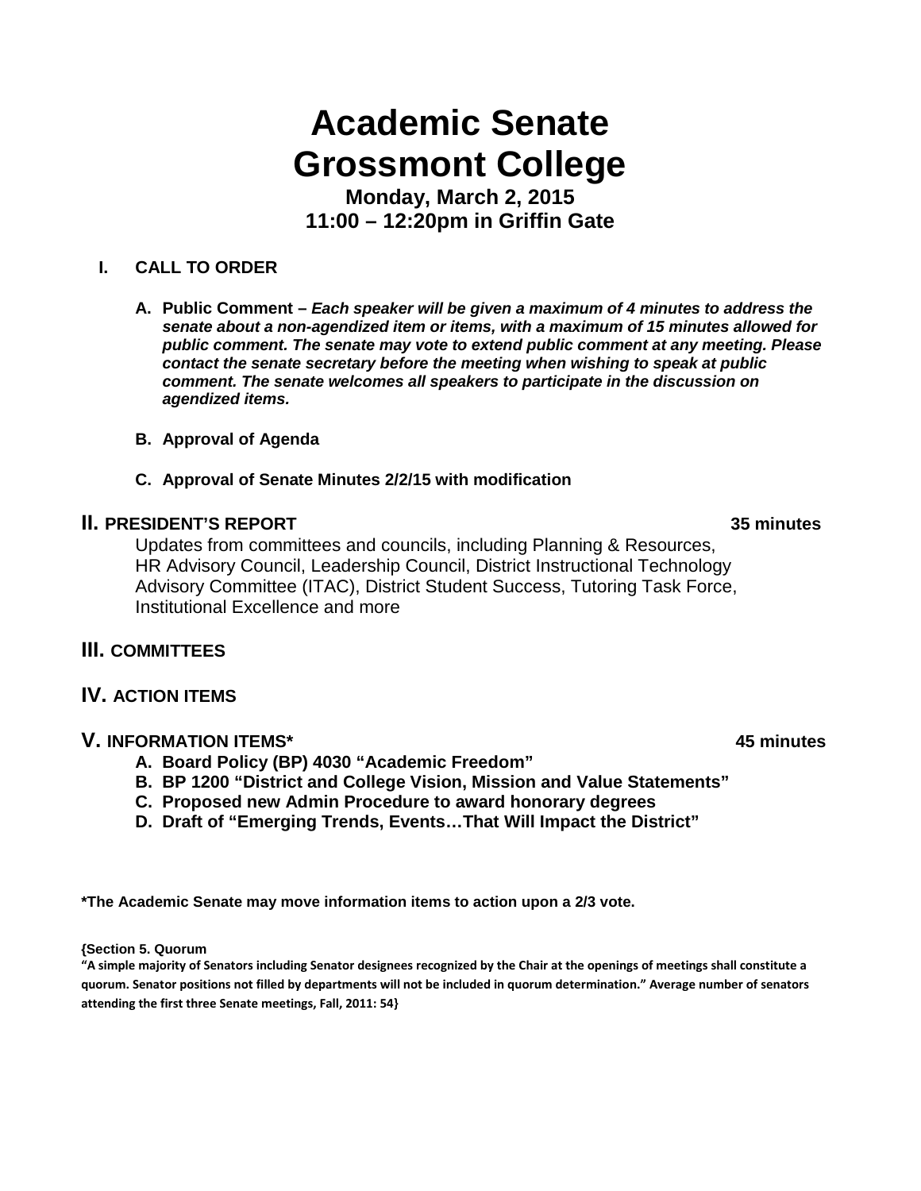# Academic Senate
# Grossmont College

**Monday, March 2, 2015**
**11:00 – 12:20pm in Griffin Gate**

## I. CALL TO ORDER

**A. Public Comment –** ***Each speaker will be given a maximum of 4 minutes to address the senate about a non-agendized item or items, with a maximum of 15 minutes allowed for public comment. The senate may vote to extend public comment at any meeting. Please contact the senate secretary before the meeting when wishing to speak at public comment. The senate welcomes all speakers to participate in the discussion on agendized items.***

**B. Approval of Agenda**

**C. Approval of Senate Minutes 2/2/15 with modification**

## II. PRESIDENT'S REPORT — 35 minutes

Updates from committees and councils, including Planning & Resources, HR Advisory Council, Leadership Council, District Instructional Technology Advisory Committee (ITAC), District Student Success, Tutoring Task Force, Institutional Excellence and more

## III. COMMITTEES

## IV. ACTION ITEMS

## V. INFORMATION ITEMS* — 45 minutes

**A. Board Policy (BP) 4030 "Academic Freedom"**

**B. BP 1200 "District and College Vision, Mission and Value Statements"**

**C. Proposed new Admin Procedure to award honorary degrees**

**D. Draft of "Emerging Trends, Events…That Will Impact the District"**

**\*The Academic Senate may move information items to action upon a 2/3 vote.**

**{Section 5. Quorum**
**"A simple majority of Senators including Senator designees recognized by the Chair at the openings of meetings shall constitute a quorum. Senator positions not filled by departments will not be included in quorum determination." Average number of senators attending the first three Senate meetings, Fall, 2011: 54}**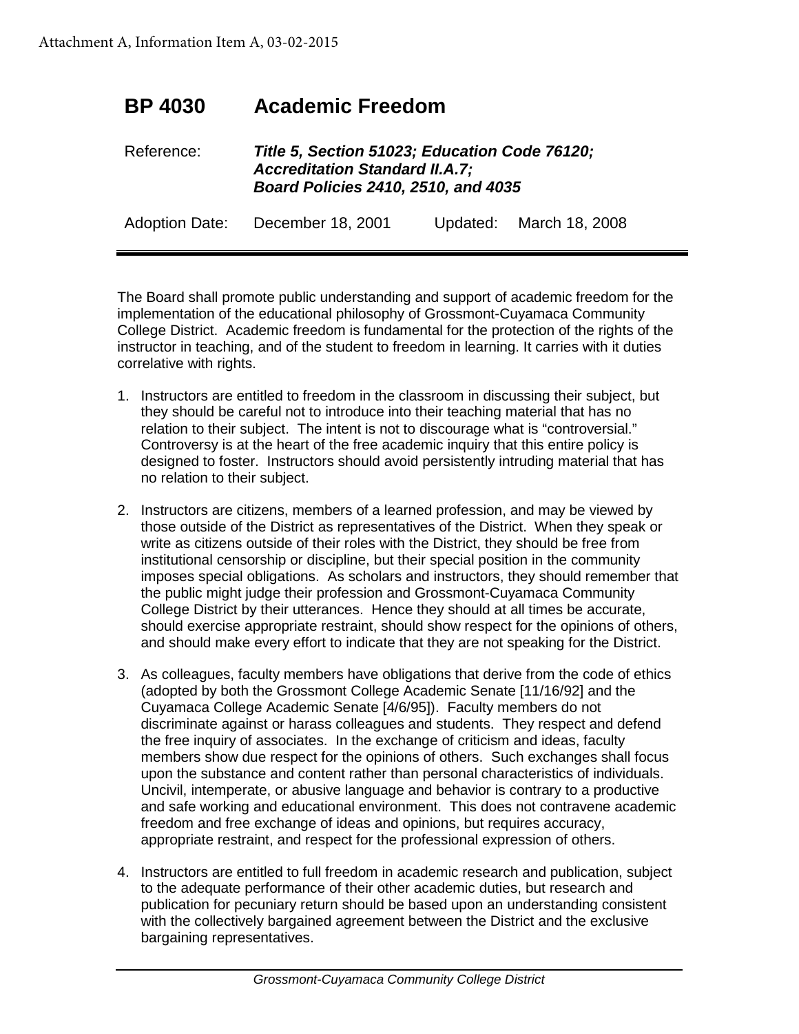Attachment A, Information Item A, 03-02-2015

# BP 4030 Academic Freedom

| | |
|---|---|
| Reference: | ***Title 5, Section 51023; Education Code 76120; Accreditation Standard II.A.7; Board Policies 2410, 2510, and 4035*** |
| Adoption Date: | December 18, 2001 Updated: March 18, 2008 |

The Board shall promote public understanding and support of academic freedom for the implementation of the educational philosophy of Grossmont-Cuyamaca Community College District. Academic freedom is fundamental for the protection of the rights of the instructor in teaching, and of the student to freedom in learning. It carries with it duties correlative with rights.

1. Instructors are entitled to freedom in the classroom in discussing their subject, but they should be careful not to introduce into their teaching material that has no relation to their subject. The intent is not to discourage what is "controversial." Controversy is at the heart of the free academic inquiry that this entire policy is designed to foster. Instructors should avoid persistently intruding material that has no relation to their subject.

2. Instructors are citizens, members of a learned profession, and may be viewed by those outside of the District as representatives of the District. When they speak or write as citizens outside of their roles with the District, they should be free from institutional censorship or discipline, but their special position in the community imposes special obligations. As scholars and instructors, they should remember that the public might judge their profession and Grossmont-Cuyamaca Community College District by their utterances. Hence they should at all times be accurate, should exercise appropriate restraint, should show respect for the opinions of others, and should make every effort to indicate that they are not speaking for the District.

3. As colleagues, faculty members have obligations that derive from the code of ethics (adopted by both the Grossmont College Academic Senate [11/16/92] and the Cuyamaca College Academic Senate [4/6/95]). Faculty members do not discriminate against or harass colleagues and students. They respect and defend the free inquiry of associates. In the exchange of criticism and ideas, faculty members show due respect for the opinions of others. Such exchanges shall focus upon the substance and content rather than personal characteristics of individuals. Uncivil, intemperate, or abusive language and behavior is contrary to a productive and safe working and educational environment. This does not contravene academic freedom and free exchange of ideas and opinions, but requires accuracy, appropriate restraint, and respect for the professional expression of others.

4. Instructors are entitled to full freedom in academic research and publication, subject to the adequate performance of their other academic duties, but research and publication for pecuniary return should be based upon an understanding consistent with the collectively bargained agreement between the District and the exclusive bargaining representatives.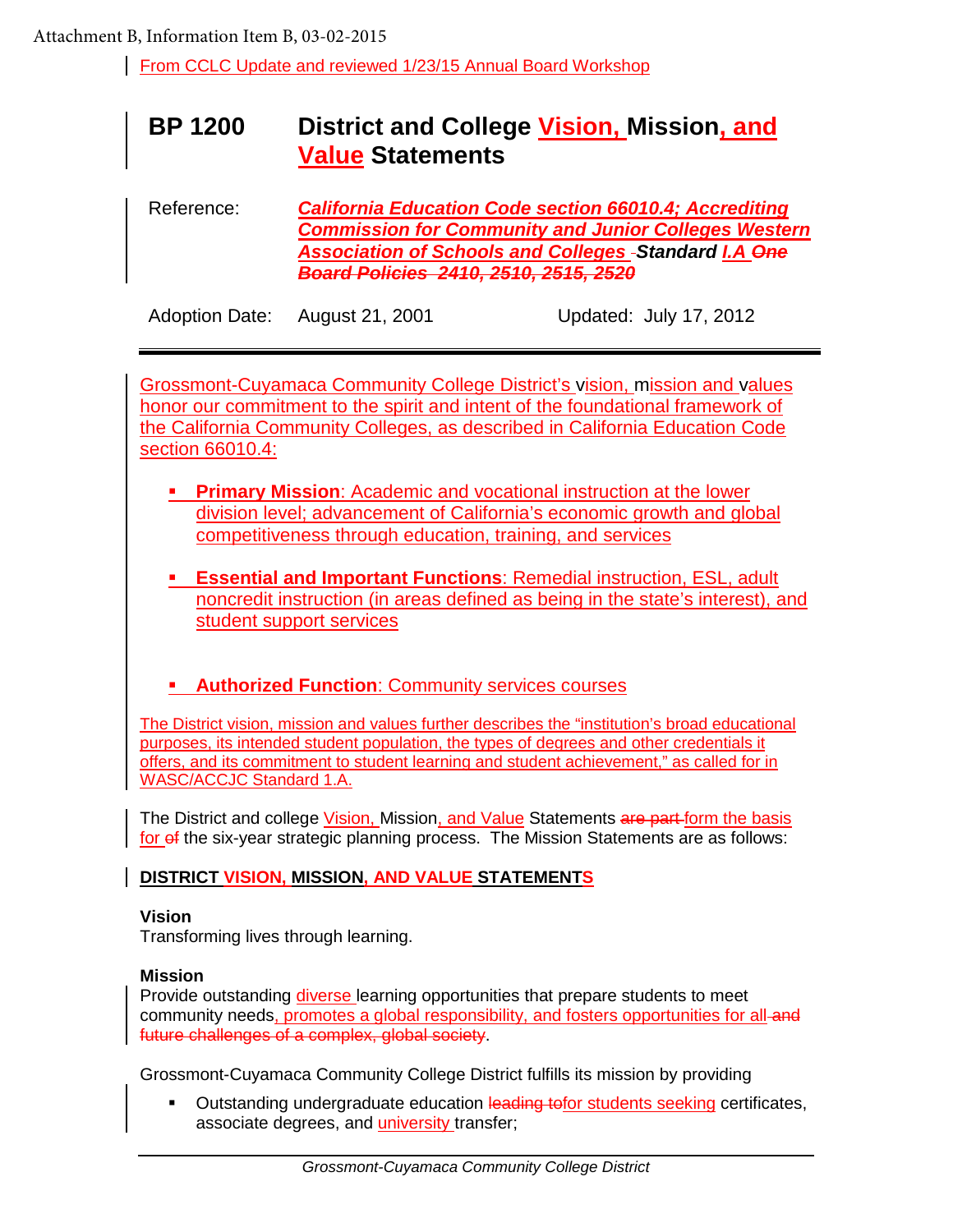Attachment B, Information Item B, 03-02-2015

From CCLC Update and reviewed 1/23/15 Annual Board Workshop

# BP 1200 District and College Vision, Mission, and Value Statements

Reference: ***California Education Code section 66010.4; Accrediting Commission for Community and Junior Colleges Western Association of Schools and Colleges Standard I.A ~~One~~ ~~Board Policies 2410, 2510, 2515, 2520~~***

Adoption Date: August 21, 2001 Updated: July 17, 2012

---

Grossmont-Cuyamaca Community College District's vision, mission and values honor our commitment to the spirit and intent of the foundational framework of the California Community Colleges, as described in California Education Code section 66010.4:

- **Primary Mission**: Academic and vocational instruction at the lower division level; advancement of California's economic growth and global competitiveness through education, training, and services
- **Essential and Important Functions**: Remedial instruction, ESL, adult noncredit instruction (in areas defined as being in the state's interest), and student support services
- **Authorized Function**: Community services courses

The District vision, mission and values further describes the "institution's broad educational purposes, its intended student population, the types of degrees and other credentials it offers, and its commitment to student learning and student achievement," as called for in WASC/ACCJC Standard 1.A.

The District and college Vision, Mission, and Value Statements ~~are part~~ form the basis for ~~of~~ the six-year strategic planning process. The Mission Statements are as follows:

**DISTRICT VISION, MISSION, AND VALUE STATEMENTS**

**Vision**
Transforming lives through learning.

**Mission**
Provide outstanding diverse learning opportunities that prepare students to meet community needs, promotes a global responsibility, and fosters opportunities for all ~~and future challenges of a complex, global society~~.

Grossmont-Cuyamaca Community College District fulfills its mission by providing

- Outstanding undergraduate education ~~leading to~~for students seeking certificates, associate degrees, and university transfer;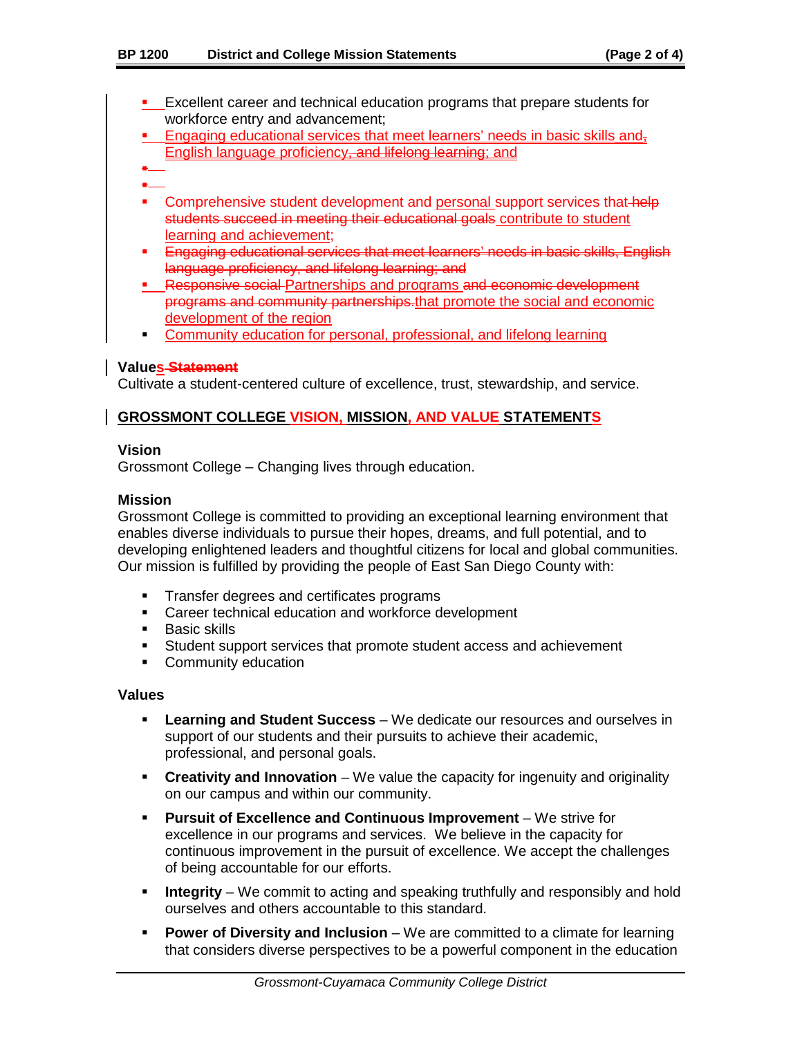- Excellent career and technical education programs that prepare students for workforce entry and advancement;
- Engaging educational services that meet learners' needs in basic skills and, English language proficiency, and lifelong learning; and
- 
- 
- Comprehensive student development and personal support services that help students succeed in meeting their educational goals contribute to student learning and achievement;
- Engaging educational services that meet learners' needs in basic skills, English language proficiency, and lifelong learning; and
- Responsive social Partnerships and programs and economic development programs and community partnerships.that promote the social and economic development of the region
- Community education for personal, professional, and lifelong learning

**Values Statement**

Cultivate a student-centered culture of excellence, trust, stewardship, and service.

## GROSSMONT COLLEGE VISION, MISSION, AND VALUE STATEMENTS

**Vision**

Grossmont College – Changing lives through education.

**Mission**

Grossmont College is committed to providing an exceptional learning environment that enables diverse individuals to pursue their hopes, dreams, and full potential, and to developing enlightened leaders and thoughtful citizens for local and global communities. Our mission is fulfilled by providing the people of East San Diego County with:

- Transfer degrees and certificates programs
- Career technical education and workforce development
- Basic skills
- Student support services that promote student access and achievement
- Community education

**Values**

- **Learning and Student Success** – We dedicate our resources and ourselves in support of our students and their pursuits to achieve their academic, professional, and personal goals.
- **Creativity and Innovation** – We value the capacity for ingenuity and originality on our campus and within our community.
- **Pursuit of Excellence and Continuous Improvement** – We strive for excellence in our programs and services. We believe in the capacity for continuous improvement in the pursuit of excellence. We accept the challenges of being accountable for our efforts.
- **Integrity** – We commit to acting and speaking truthfully and responsibly and hold ourselves and others accountable to this standard.
- **Power of Diversity and Inclusion** – We are committed to a climate for learning that considers diverse perspectives to be a powerful component in the education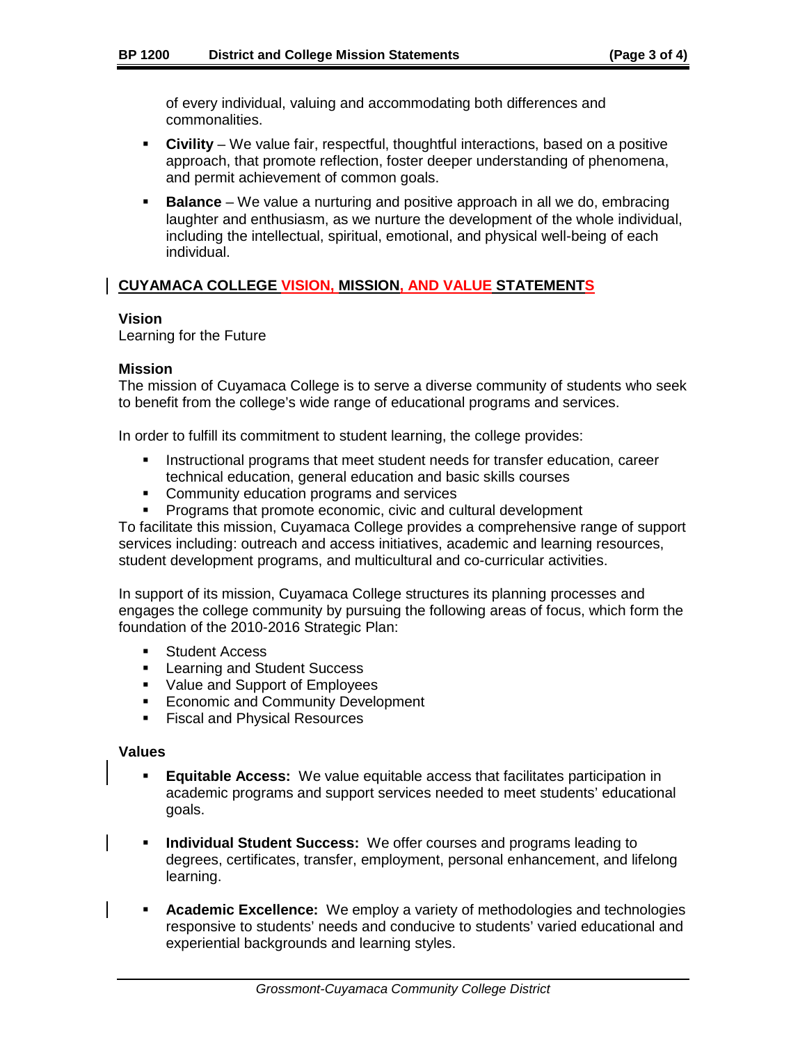of every individual, valuing and accommodating both differences and commonalities.

- **Civility** – We value fair, respectful, thoughtful interactions, based on a positive approach, that promote reflection, foster deeper understanding of phenomena, and permit achievement of common goals.
- **Balance** – We value a nurturing and positive approach in all we do, embracing laughter and enthusiasm, as we nurture the development of the whole individual, including the intellectual, spiritual, emotional, and physical well-being of each individual.

## CUYAMACA COLLEGE VISION, MISSION, AND VALUE STATEMENTS

**Vision**
Learning for the Future

**Mission**
The mission of Cuyamaca College is to serve a diverse community of students who seek to benefit from the college's wide range of educational programs and services.

In order to fulfill its commitment to student learning, the college provides:

- Instructional programs that meet student needs for transfer education, career technical education, general education and basic skills courses
- Community education programs and services
- Programs that promote economic, civic and cultural development

To facilitate this mission, Cuyamaca College provides a comprehensive range of support services including: outreach and access initiatives, academic and learning resources, student development programs, and multicultural and co-curricular activities.

In support of its mission, Cuyamaca College structures its planning processes and engages the college community by pursuing the following areas of focus, which form the foundation of the 2010-2016 Strategic Plan:

- Student Access
- Learning and Student Success
- Value and Support of Employees
- Economic and Community Development
- Fiscal and Physical Resources

**Values**

- **Equitable Access:** We value equitable access that facilitates participation in academic programs and support services needed to meet students' educational goals.
- **Individual Student Success:** We offer courses and programs leading to degrees, certificates, transfer, employment, personal enhancement, and lifelong learning.
- **Academic Excellence:** We employ a variety of methodologies and technologies responsive to students' needs and conducive to students' varied educational and experiential backgrounds and learning styles.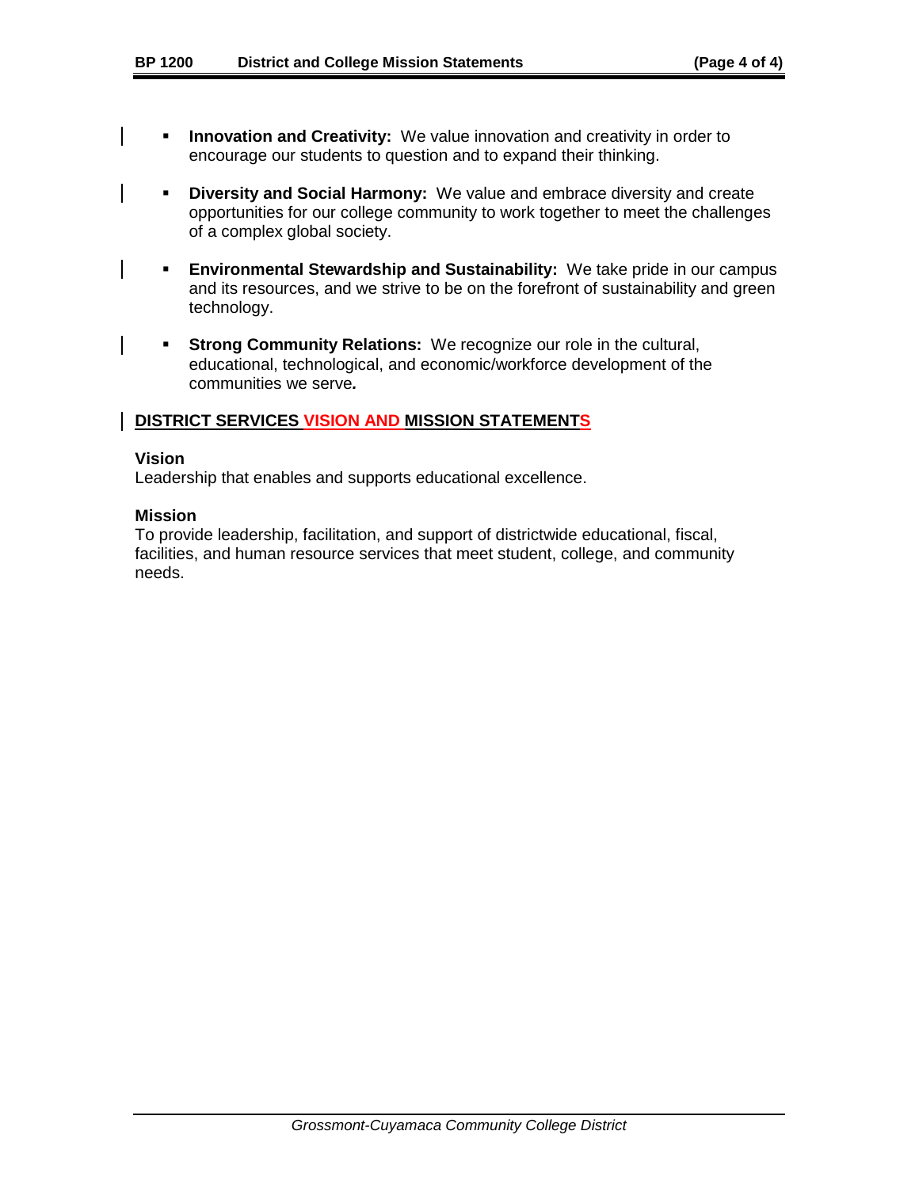- **Innovation and Creativity:** We value innovation and creativity in order to encourage our students to question and to expand their thinking.
- **Diversity and Social Harmony:** We value and embrace diversity and create opportunities for our college community to work together to meet the challenges of a complex global society.
- **Environmental Stewardship and Sustainability:** We take pride in our campus and its resources, and we strive to be on the forefront of sustainability and green technology.
- **Strong Community Relations:** We recognize our role in the cultural, educational, technological, and economic/workforce development of the communities we serve.

## DISTRICT SERVICES VISION AND MISSION STATEMENTS

**Vision**
Leadership that enables and supports educational excellence.

**Mission**
To provide leadership, facilitation, and support of districtwide educational, fiscal, facilities, and human resource services that meet student, college, and community needs.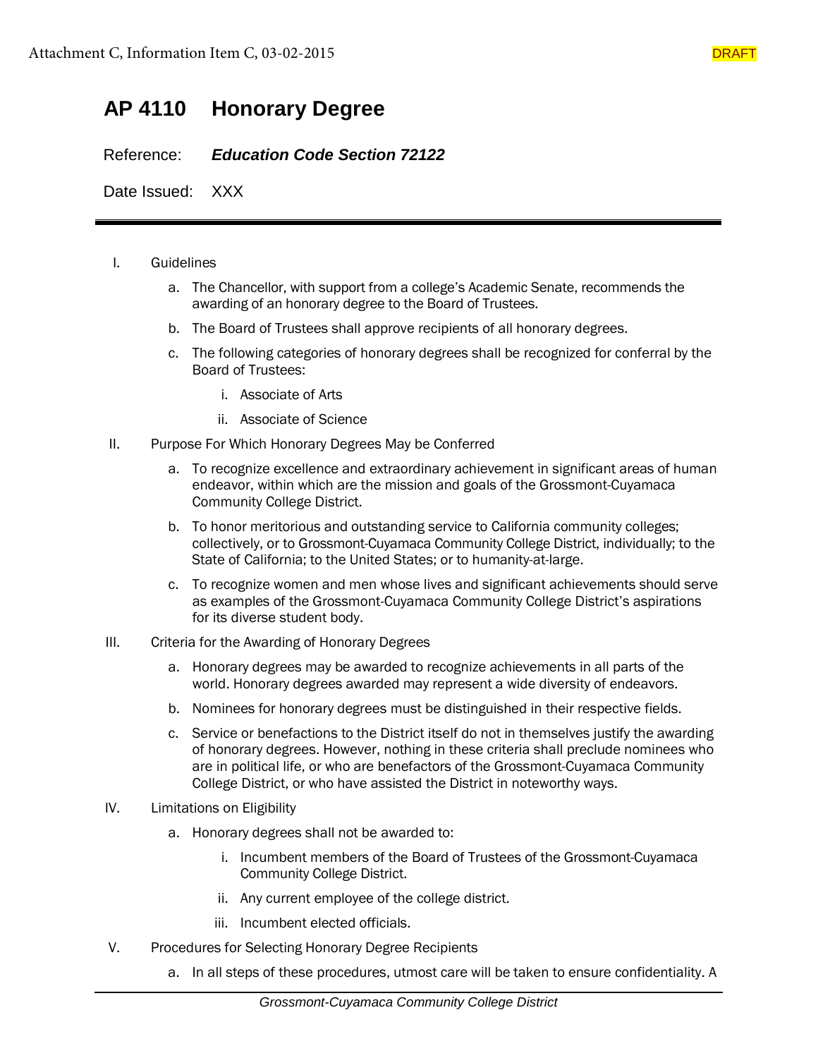Attachment C, Information Item C, 03-02-2015 DRAFT

# AP 4110 Honorary Degree

Reference: ***Education Code Section 72122***

Date Issued: XXX

---

I. Guidelines

   a. The Chancellor, with support from a college's Academic Senate, recommends the awarding of an honorary degree to the Board of Trustees.

   b. The Board of Trustees shall approve recipients of all honorary degrees.

   c. The following categories of honorary degrees shall be recognized for conferral by the Board of Trustees:

      i. Associate of Arts

      ii. Associate of Science

II. Purpose For Which Honorary Degrees May be Conferred

   a. To recognize excellence and extraordinary achievement in significant areas of human endeavor, within which are the mission and goals of the Grossmont-Cuyamaca Community College District.

   b. To honor meritorious and outstanding service to California community colleges; collectively, or to Grossmont-Cuyamaca Community College District, individually; to the State of California; to the United States; or to humanity-at-large.

   c. To recognize women and men whose lives and significant achievements should serve as examples of the Grossmont-Cuyamaca Community College District's aspirations for its diverse student body.

III. Criteria for the Awarding of Honorary Degrees

   a. Honorary degrees may be awarded to recognize achievements in all parts of the world. Honorary degrees awarded may represent a wide diversity of endeavors.

   b. Nominees for honorary degrees must be distinguished in their respective fields.

   c. Service or benefactions to the District itself do not in themselves justify the awarding of honorary degrees. However, nothing in these criteria shall preclude nominees who are in political life, or who are benefactors of the Grossmont-Cuyamaca Community College District, or who have assisted the District in noteworthy ways.

IV. Limitations on Eligibility

   a. Honorary degrees shall not be awarded to:

      i. Incumbent members of the Board of Trustees of the Grossmont-Cuyamaca Community College District.

      ii. Any current employee of the college district.

      iii. Incumbent elected officials.

V. Procedures for Selecting Honorary Degree Recipients

   a. In all steps of these procedures, utmost care will be taken to ensure confidentiality. A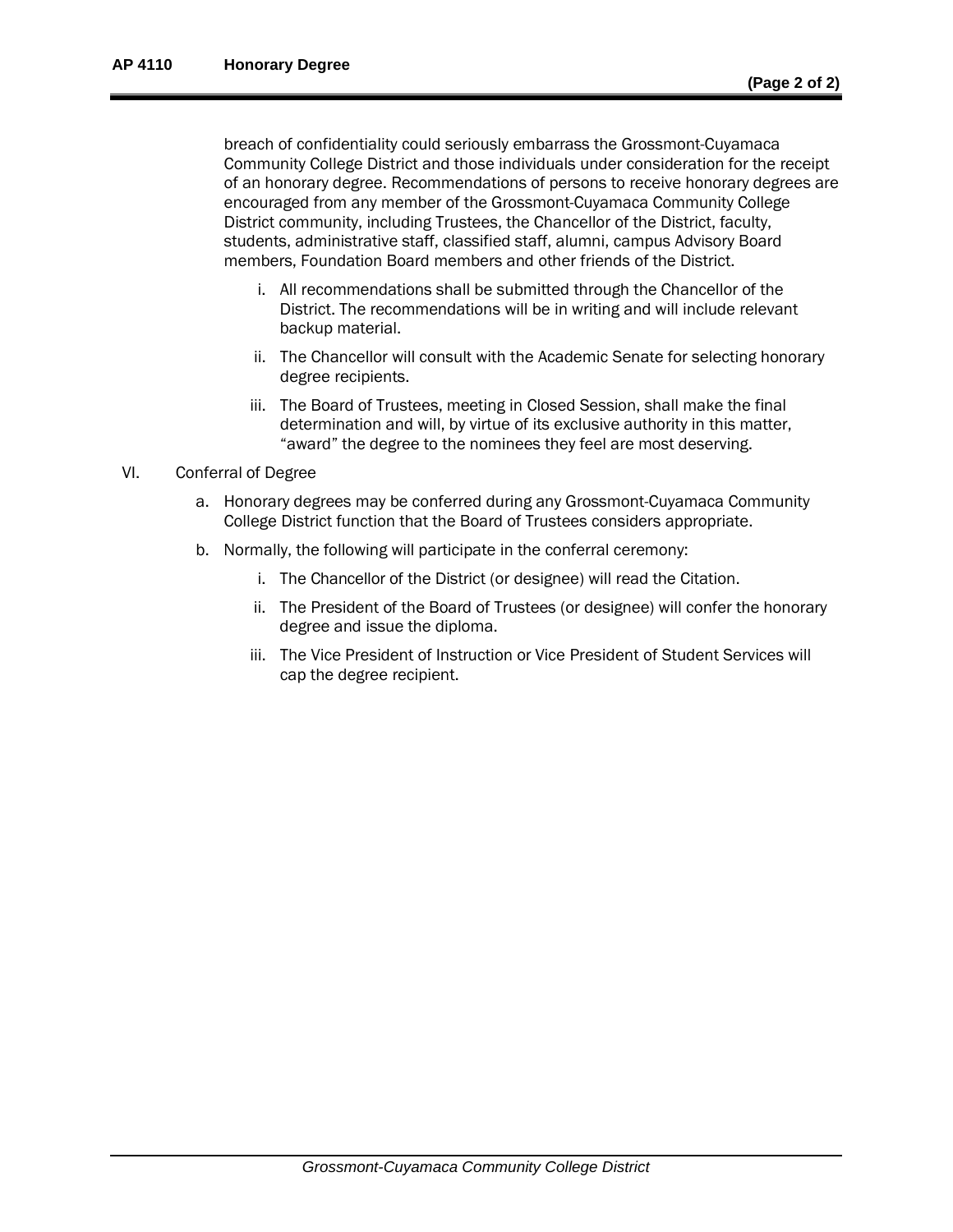breach of confidentiality could seriously embarrass the Grossmont-Cuyamaca Community College District and those individuals under consideration for the receipt of an honorary degree. Recommendations of persons to receive honorary degrees are encouraged from any member of the Grossmont-Cuyamaca Community College District community, including Trustees, the Chancellor of the District, faculty, students, administrative staff, classified staff, alumni, campus Advisory Board members, Foundation Board members and other friends of the District.

i. All recommendations shall be submitted through the Chancellor of the District. The recommendations will be in writing and will include relevant backup material.

ii. The Chancellor will consult with the Academic Senate for selecting honorary degree recipients.

iii. The Board of Trustees, meeting in Closed Session, shall make the final determination and will, by virtue of its exclusive authority in this matter, "award" the degree to the nominees they feel are most deserving.

VI. Conferral of Degree

a. Honorary degrees may be conferred during any Grossmont-Cuyamaca Community College District function that the Board of Trustees considers appropriate.

b. Normally, the following will participate in the conferral ceremony:

i. The Chancellor of the District (or designee) will read the Citation.

ii. The President of the Board of Trustees (or designee) will confer the honorary degree and issue the diploma.

iii. The Vice President of Instruction or Vice President of Student Services will cap the degree recipient.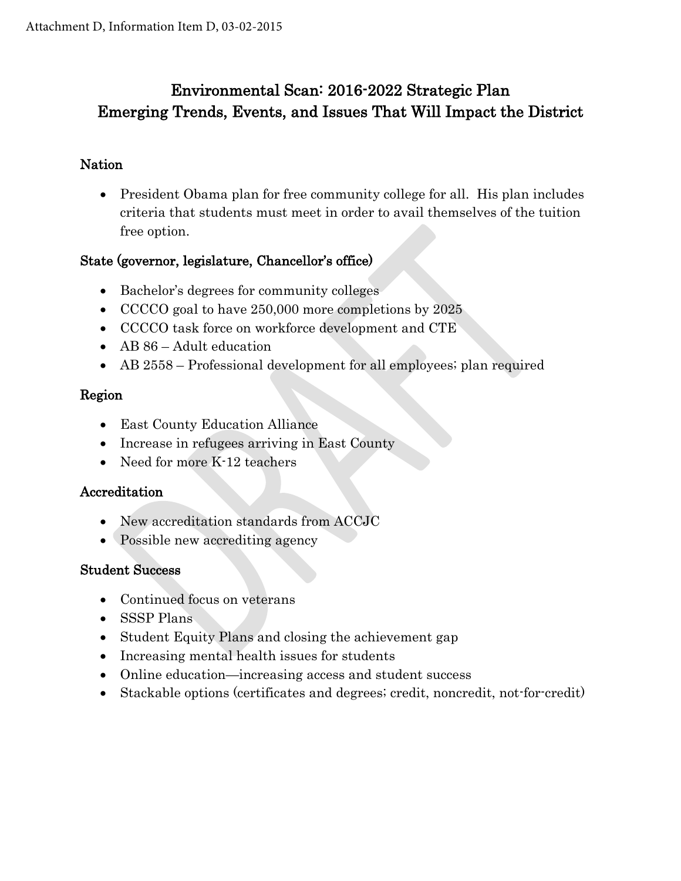Attachment D, Information Item D, 03-02-2015

# Environmental Scan: 2016-2022 Strategic Plan
# Emerging Trends, Events, and Issues That Will Impact the District

## Nation

- President Obama plan for free community college for all. His plan includes criteria that students must meet in order to avail themselves of the tuition free option.

## State (governor, legislature, Chancellor's office)

- Bachelor's degrees for community colleges
- CCCCO goal to have 250,000 more completions by 2025
- CCCCO task force on workforce development and CTE
- AB 86 – Adult education
- AB 2558 – Professional development for all employees; plan required

## Region

- East County Education Alliance
- Increase in refugees arriving in East County
- Need for more K-12 teachers

## Accreditation

- New accreditation standards from ACCJC
- Possible new accrediting agency

## Student Success

- Continued focus on veterans
- SSSP Plans
- Student Equity Plans and closing the achievement gap
- Increasing mental health issues for students
- Online education—increasing access and student success
- Stackable options (certificates and degrees; credit, noncredit, not-for-credit)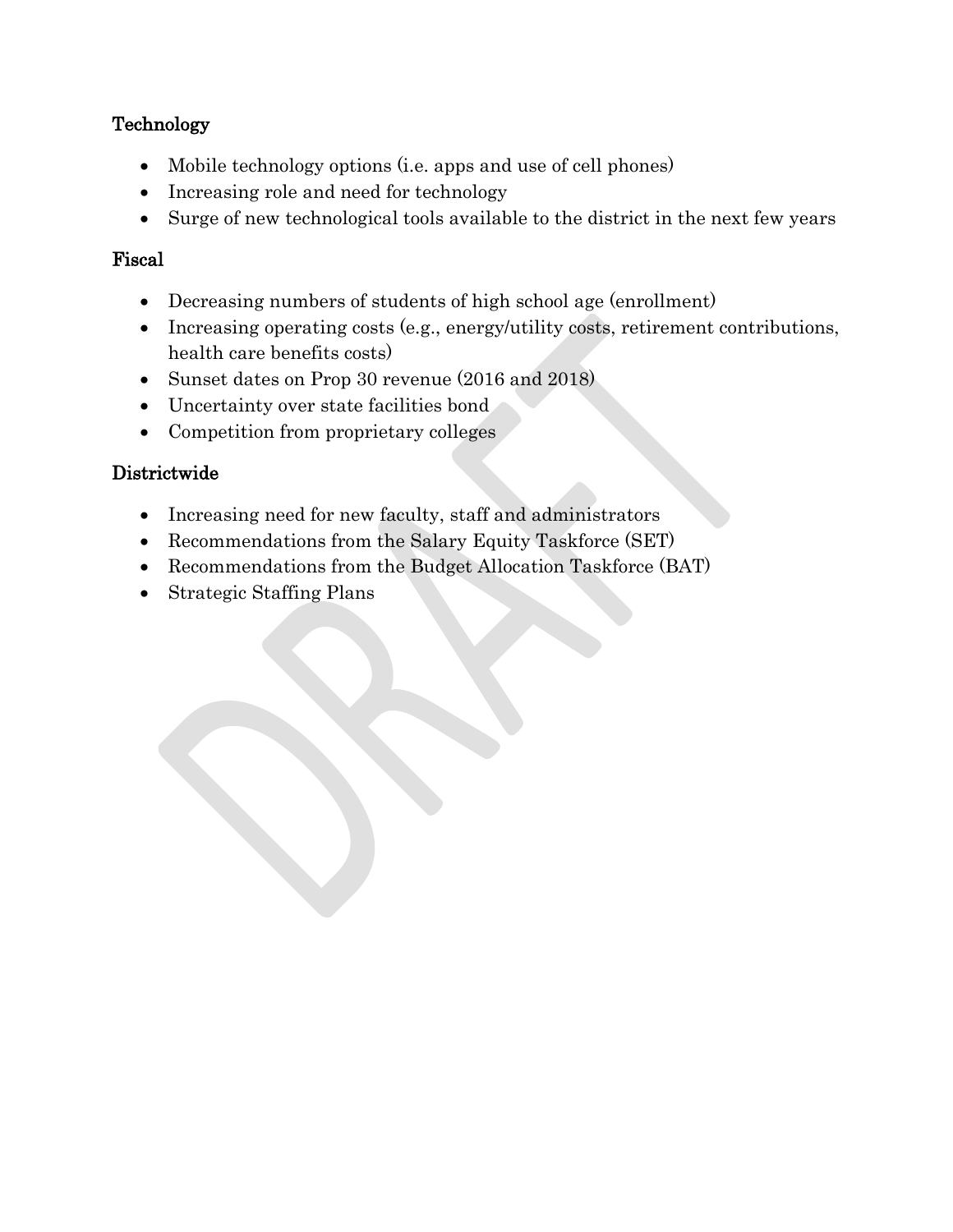### Technology

- Mobile technology options (i.e. apps and use of cell phones)
- Increasing role and need for technology
- Surge of new technological tools available to the district in the next few years

### Fiscal

- Decreasing numbers of students of high school age (enrollment)
- Increasing operating costs (e.g., energy/utility costs, retirement contributions, health care benefits costs)
- Sunset dates on Prop 30 revenue (2016 and 2018)
- Uncertainty over state facilities bond
- Competition from proprietary colleges

### Districtwide

- Increasing need for new faculty, staff and administrators
- Recommendations from the Salary Equity Taskforce (SET)
- Recommendations from the Budget Allocation Taskforce (BAT)
- Strategic Staffing Plans